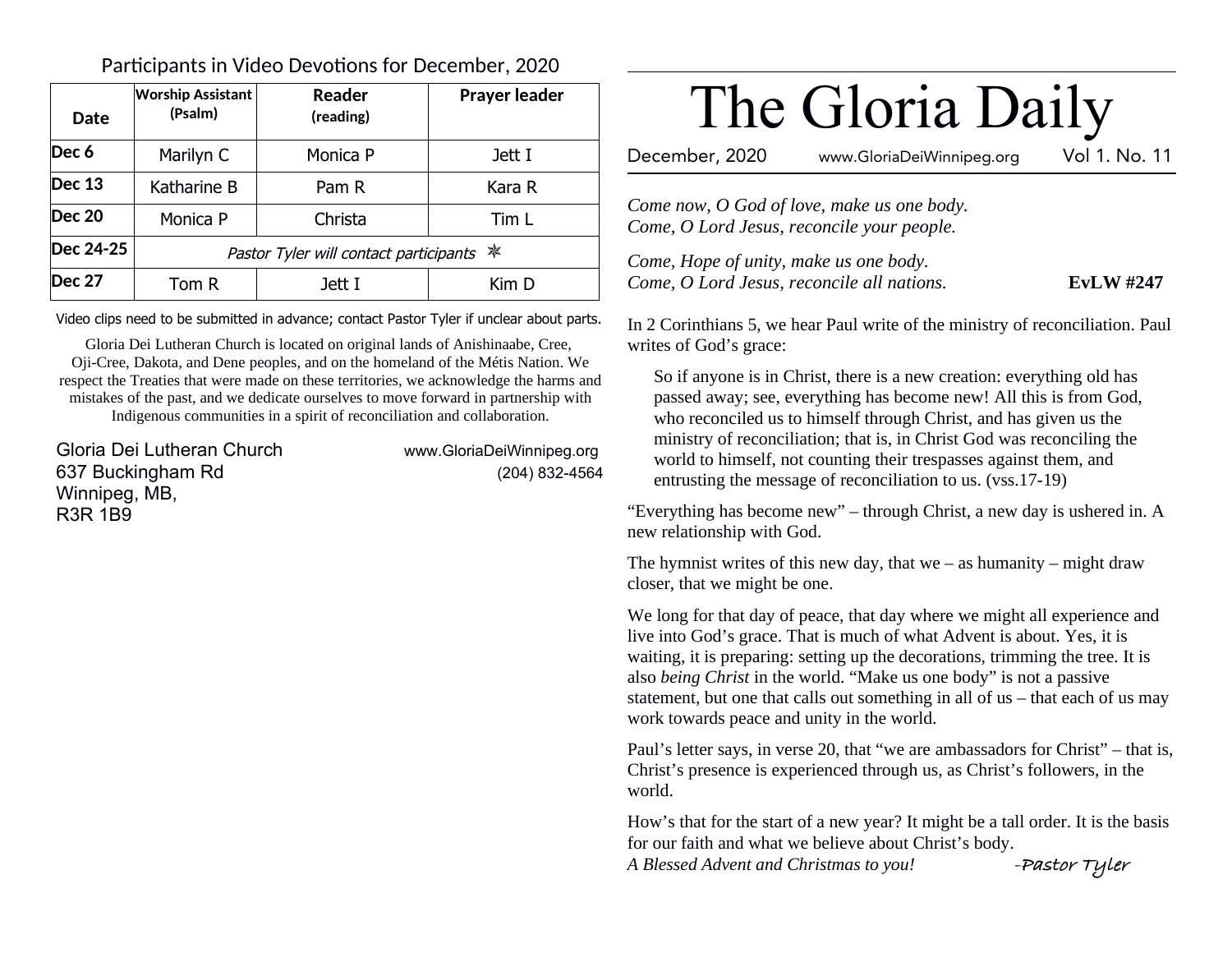# The Gloria Daily

December, 2020 www.GloriaDeiWinnipeg.org Vol 1. No. 11

*Come now, O God of love, make us one body.*
*Come, O Lord Jesus, reconcile your people.*

*Come, Hope of unity, make us one body.*
*Come, O Lord Jesus, reconcile all nations.* **EvLW #247**

In 2 Corinthians 5, we hear Paul write of the ministry of reconciliation. Paul writes of God's grace:

> So if anyone is in Christ, there is a new creation: everything old has passed away; see, everything has become new! All this is from God, who reconciled us to himself through Christ, and has given us the ministry of reconciliation; that is, in Christ God was reconciling the world to himself, not counting their trespasses against them, and entrusting the message of reconciliation to us. (vss.17-19)

"Everything has become new" – through Christ, a new day is ushered in. A new relationship with God.

The hymnist writes of this new day, that we – as humanity – might draw closer, that we might be one.

We long for that day of peace, that day where we might all experience and live into God's grace. That is much of what Advent is about. Yes, it is waiting, it is preparing: setting up the decorations, trimming the tree. It is also *being Christ* in the world. "Make us one body" is not a passive statement, but one that calls out something in all of us – that each of us may work towards peace and unity in the world.

Paul's letter says, in verse 20, that "we are ambassadors for Christ" – that is, Christ's presence is experienced through us, as Christ's followers, in the world.

How's that for the start of a new year? It might be a tall order. It is the basis for our faith and what we believe about Christ's body.

*A Blessed Advent and Christmas to you!* -Pastor Tyler

## Participants in Video Devotions for December, 2020

| Date | Worship Assistant (Psalm) | Reader (reading) | Prayer leader |
|---|---|---|---|
| Dec 6 | Marilyn C | Monica P | Jett I |
| Dec 13 | Katharine B | Pam R | Kara R |
| Dec 20 | Monica P | Christa | Tim L |
| Dec 24-25 | *Pastor Tyler will contact participants* ✵ | | |
| Dec 27 | Tom R | Jett I | Kim D |

Video clips need to be submitted in advance; contact Pastor Tyler if unclear about parts.

Gloria Dei Lutheran Church is located on original lands of Anishinaabe, Cree, Oji-Cree, Dakota, and Dene peoples, and on the homeland of the Métis Nation. We respect the Treaties that were made on these territories, we acknowledge the harms and mistakes of the past, and we dedicate ourselves to move forward in partnership with Indigenous communities in a spirit of reconciliation and collaboration.

Gloria Dei Lutheran Church
637 Buckingham Rd
Winnipeg, MB,
R3R 1B9

www.GloriaDeiWinnipeg.org
(204) 832-4564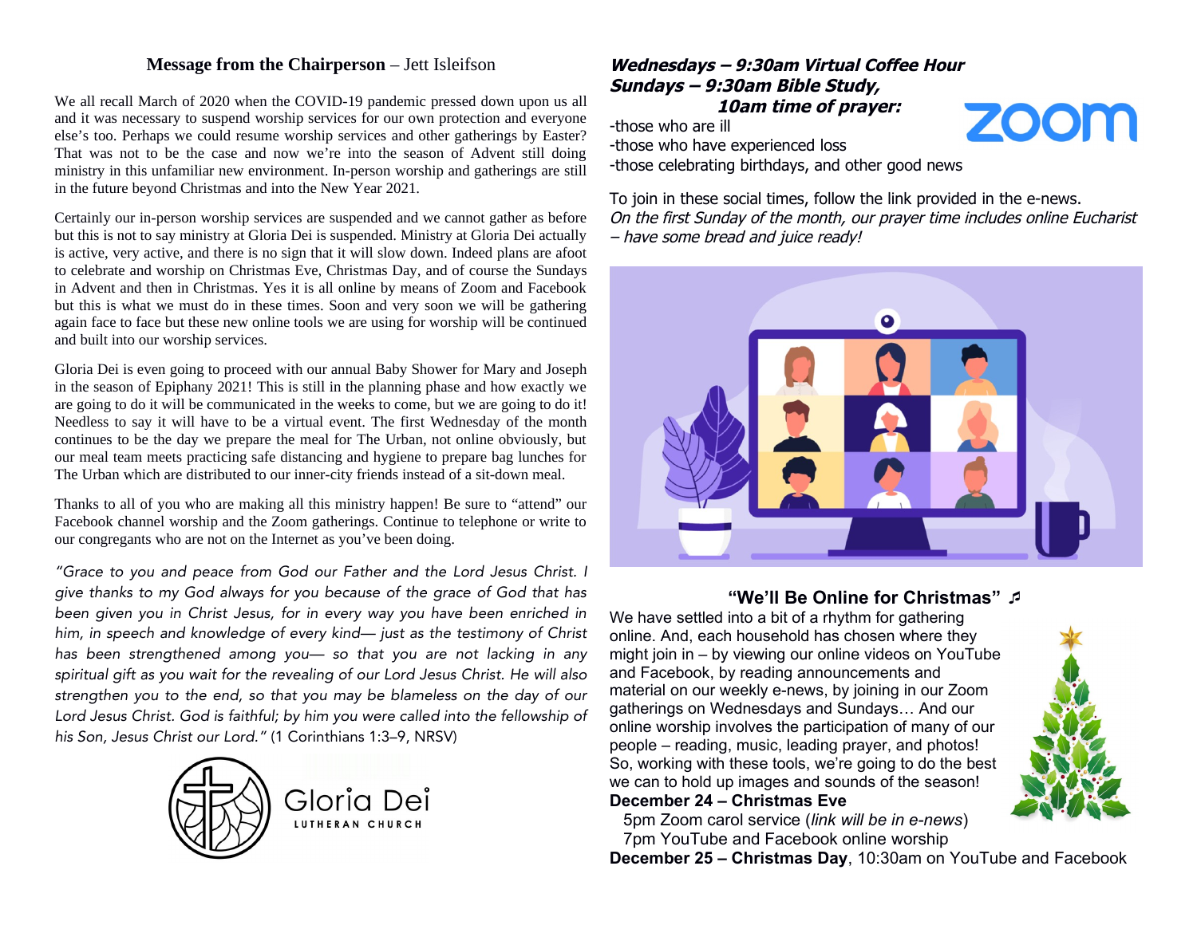## Message from the Chairperson – Jett Isleifson

We all recall March of 2020 when the COVID-19 pandemic pressed down upon us all and it was necessary to suspend worship services for our own protection and everyone else's too. Perhaps we could resume worship services and other gatherings by Easter? That was not to be the case and now we're into the season of Advent still doing ministry in this unfamiliar new environment. In-person worship and gatherings are still in the future beyond Christmas and into the New Year 2021.

Certainly our in-person worship services are suspended and we cannot gather as before but this is not to say ministry at Gloria Dei is suspended. Ministry at Gloria Dei actually is active, very active, and there is no sign that it will slow down. Indeed plans are afoot to celebrate and worship on Christmas Eve, Christmas Day, and of course the Sundays in Advent and then in Christmas. Yes it is all online by means of Zoom and Facebook but this is what we must do in these times. Soon and very soon we will be gathering again face to face but these new online tools we are using for worship will be continued and built into our worship services.

Gloria Dei is even going to proceed with our annual Baby Shower for Mary and Joseph in the season of Epiphany 2021! This is still in the planning phase and how exactly we are going to do it will be communicated in the weeks to come, but we are going to do it! Needless to say it will have to be a virtual event. The first Wednesday of the month continues to be the day we prepare the meal for The Urban, not online obviously, but our meal team meets practicing safe distancing and hygiene to prepare bag lunches for The Urban which are distributed to our inner-city friends instead of a sit-down meal.

Thanks to all of you who are making all this ministry happen! Be sure to "attend" our Facebook channel worship and the Zoom gatherings. Continue to telephone or write to our congregants who are not on the Internet as you've been doing.

*"Grace to you and peace from God our Father and the Lord Jesus Christ. I give thanks to my God always for you because of the grace of God that has been given you in Christ Jesus, for in every way you have been enriched in him, in speech and knowledge of every kind— just as the testimony of Christ has been strengthened among you— so that you are not lacking in any spiritual gift as you wait for the revealing of our Lord Jesus Christ. He will also strengthen you to the end, so that you may be blameless on the day of our Lord Jesus Christ. God is faithful; by him you were called into the fellowship of his Son, Jesus Christ our Lord."* (1 Corinthians 1:3–9, NRSV)

Gloria Dei
LUTHERAN CHURCH

***Wednesdays – 9:30am Virtual Coffee Hour***
***Sundays – 9:30am Bible Study,***
***10am time of prayer:***

-those who are ill
-those who have experienced loss
-those celebrating birthdays, and other good news

To join in these social times, follow the link provided in the e-news.
*On the first Sunday of the month, our prayer time includes online Eucharist – have some bread and juice ready!*

### "We'll Be Online for Christmas" ♬

We have settled into a bit of a rhythm for gathering online. And, each household has chosen where they might join in – by viewing our online videos on YouTube and Facebook, by reading announcements and material on our weekly e-news, by joining in our Zoom gatherings on Wednesdays and Sundays… And our online worship involves the participation of many of our people – reading, music, leading prayer, and photos! So, working with these tools, we're going to do the best we can to hold up images and sounds of the season!

**December 24 – Christmas Eve**
5pm Zoom carol service (*link will be in e-news*)
7pm YouTube and Facebook online worship

**December 25 – Christmas Day**, 10:30am on YouTube and Facebook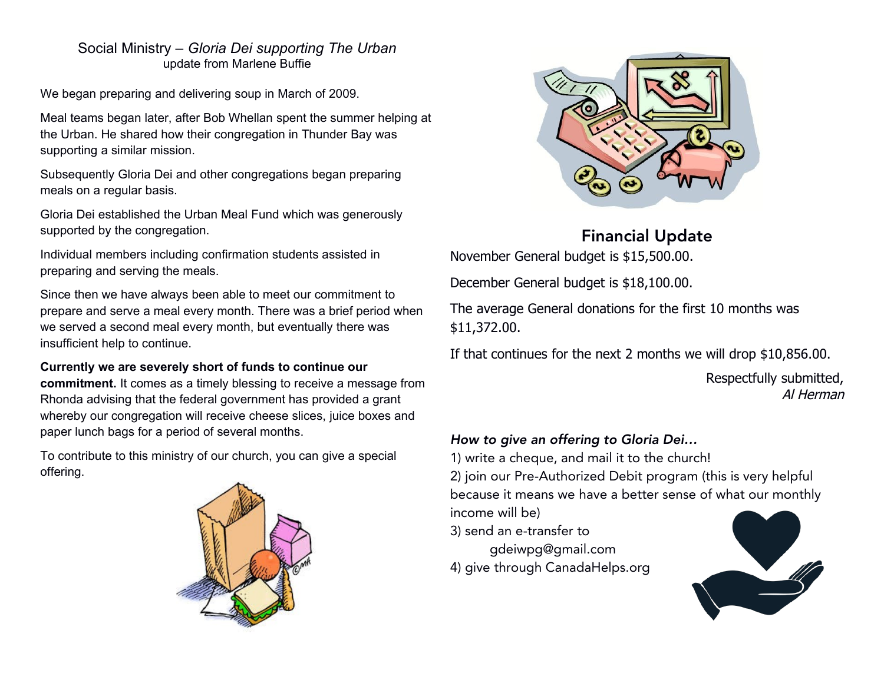## Social Ministry – *Gloria Dei supporting The Urban*

update from Marlene Buffie

We began preparing and delivering soup in March of 2009.

Meal teams began later, after Bob Whellan spent the summer helping at the Urban. He shared how their congregation in Thunder Bay was supporting a similar mission.

Subsequently Gloria Dei and other congregations began preparing meals on a regular basis.

Gloria Dei established the Urban Meal Fund which was generously supported by the congregation.

Individual members including confirmation students assisted in preparing and serving the meals.

Since then we have always been able to meet our commitment to prepare and serve a meal every month. There was a brief period when we served a second meal every month, but eventually there was insufficient help to continue.

**Currently we are severely short of funds to continue our commitment.** It comes as a timely blessing to receive a message from Rhonda advising that the federal government has provided a grant whereby our congregation will receive cheese slices, juice boxes and paper lunch bags for a period of several months.

To contribute to this ministry of our church, you can give a special offering.

## Financial Update

November General budget is $15,500.00.

December General budget is $18,100.00.

The average General donations for the first 10 months was $11,372.00.

If that continues for the next 2 months we will drop $10,856.00.

Respectfully submitted,
*Al Herman*

***How to give an offering to Gloria Dei…***

1) write a cheque, and mail it to the church!
2) join our Pre-Authorized Debit program (this is very helpful because it means we have a better sense of what our monthly income will be)
3) send an e-transfer to
gdeiwpg@gmail.com
4) give through CanadaHelps.org